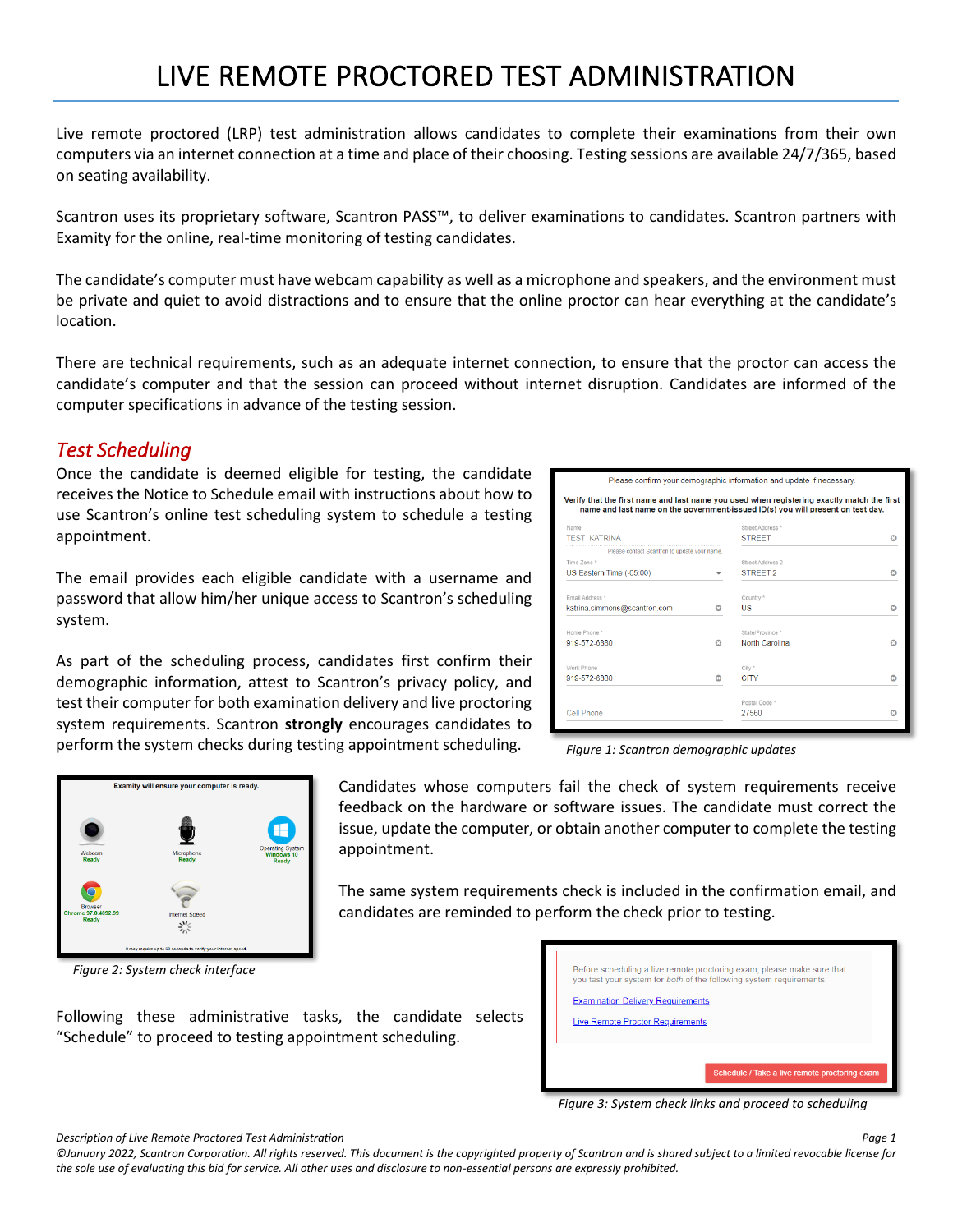# LIVE REMOTE PROCTORED TEST ADMINISTRATION

Live remote proctored (LRP) test administration allows candidates to complete their examinations from their own computers via an internet connection at a time and place of their choosing. Testing sessions are available 24/7/365, based on seating availability.

Scantron uses its proprietary software, Scantron PASS™, to deliver examinations to candidates. Scantron partners with Examity for the online, real-time monitoring of testing candidates.

The candidate's computer must have webcam capability as well as a microphone and speakers, and the environment must be private and quiet to avoid distractions and to ensure that the online proctor can hear everything at the candidate's location.

There are technical requirements, such as an adequate internet connection, to ensure that the proctor can access the candidate's computer and that the session can proceed without internet disruption. Candidates are informed of the computer specifications in advance of the testing session.

## *Test Scheduling*

Once the candidate is deemed eligible for testing, the candidate receives the Notice to Schedule email with instructions about how to use Scantron's online test scheduling system to schedule a testing appointment.

The email provides each eligible candidate with a username and password that allow him/her unique access to Scantron's scheduling system.

As part of the scheduling process, candidates first confirm their demographic information, attest to Scantron's privacy policy, and test their computer for both examination delivery and live proctoring system requirements. Scantron **strongly** encourages candidates to perform the system checks during testing appointment scheduling.

*Figure 1: Scantron demographic updates*

Candidates whose computers fail the check of system requirements receive feedback on the hardware or software issues. The candidate must correct the issue, update the computer, or obtain another computer to complete the testing appointment.

The same system requirements check is included in the confirmation email, and candidates are reminded to perform the check prior to testing.

*Figure 2: System check interface*

Following these administrative tasks, the candidate selects "Schedule" to proceed to testing appointment scheduling.

*Figure 3: System check links and proceed to scheduling*

*Description of Live Remote Proctored Test Administration*

*©January 2022, Scantron Corporation. All rights reserved. This document is the copyrighted property of Scantron and is shared subject to a limited revocable license for the sole use of evaluating this bid for service. All other uses and disclosure to non-essential persons are expressly prohibited.*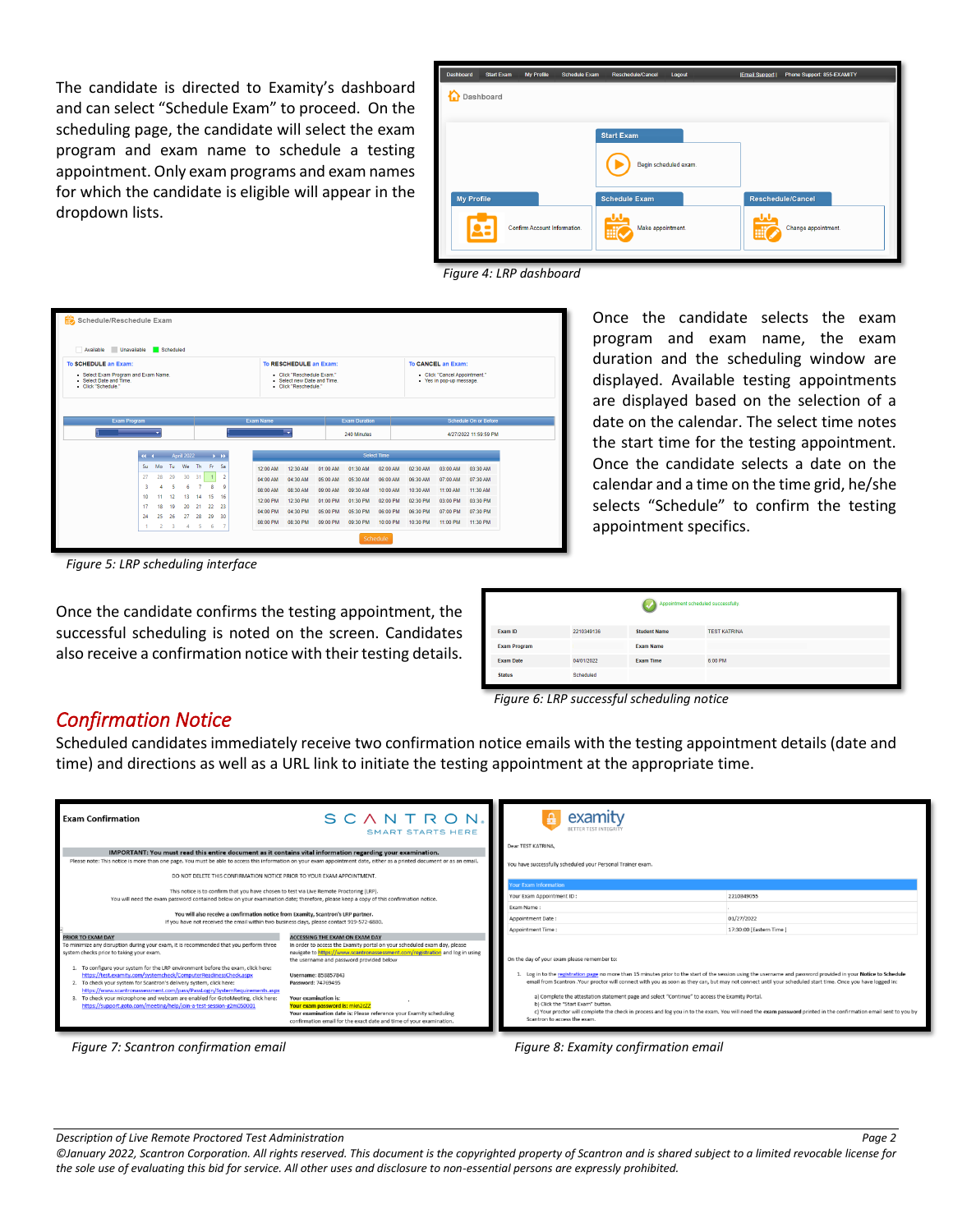The candidate is directed to Examity's dashboard and can select "Schedule Exam" to proceed. On the scheduling page, the candidate will select the exam program and exam name to schedule a testing appointment. Only exam programs and exam names for which the candidate is eligible will appear in the dropdown lists.

*Figure 4: LRP dashboard*

Once the candidate selects the exam program and exam name, the exam duration and the scheduling window are displayed. Available testing appointments are displayed based on the selection of a date on the calendar. The select time notes the start time for the testing appointment. Once the candidate selects a date on the calendar and a time on the time grid, he/she selects "Schedule" to confirm the testing appointment specifics.

*Figure 5: LRP scheduling interface*

Once the candidate confirms the testing appointment, the successful scheduling is noted on the screen. Candidates also receive a confirmation notice with their testing details.

*Figure 6: LRP successful scheduling notice*

## *Confirmation Notice*

Scheduled candidates immediately receive two confirmation notice emails with the testing appointment details (date and time) and directions as well as a URL link to initiate the testing appointment at the appropriate time.

*Figure 7: Scantron confirmation email*

*Figure 8: Examity confirmation email*

*Description of Live Remote Proctored Test Administration*

*©January 2022, Scantron Corporation. All rights reserved. This document is the copyrighted property of Scantron and is shared subject to a limited revocable license for the sole use of evaluating this bid for service. All other uses and disclosure to non-essential persons are expressly prohibited.*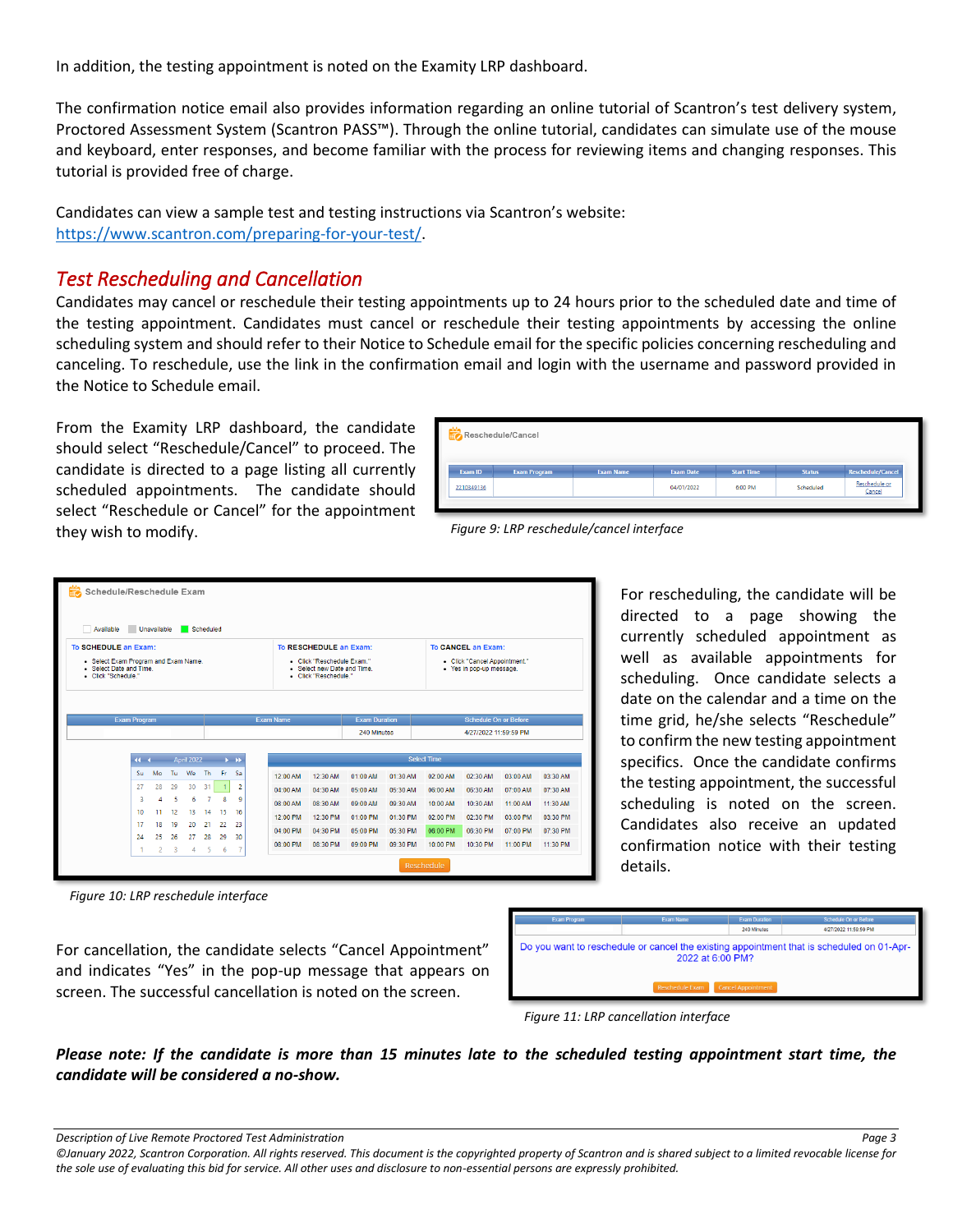In addition, the testing appointment is noted on the Examity LRP dashboard.

The confirmation notice email also provides information regarding an online tutorial of Scantron's test delivery system, Proctored Assessment System (Scantron PASS™). Through the online tutorial, candidates can simulate use of the mouse and keyboard, enter responses, and become familiar with the process for reviewing items and changing responses. This tutorial is provided free of charge.

Candidates can view a sample test and testing instructions via Scantron's website: https://www.scantron.com/preparing-for-your-test/.

## *Test Rescheduling and Cancellation*

Candidates may cancel or reschedule their testing appointments up to 24 hours prior to the scheduled date and time of the testing appointment. Candidates must cancel or reschedule their testing appointments by accessing the online scheduling system and should refer to their Notice to Schedule email for the specific policies concerning rescheduling and canceling. To reschedule, use the link in the confirmation email and login with the username and password provided in the Notice to Schedule email.

From the Examity LRP dashboard, the candidate should select "Reschedule/Cancel" to proceed. The candidate is directed to a page listing all currently scheduled appointments. The candidate should select "Reschedule or Cancel" for the appointment they wish to modify.

*Figure 9: LRP reschedule/cancel interface*

For rescheduling, the candidate will be directed to a page showing the currently scheduled appointment as well as available appointments for scheduling. Once candidate selects a date on the calendar and a time on the time grid, he/she selects "Reschedule" to confirm the new testing appointment specifics. Once the candidate confirms the testing appointment, the successful scheduling is noted on the screen. Candidates also receive an updated confirmation notice with their testing details.

*Figure 10: LRP reschedule interface*

For cancellation, the candidate selects "Cancel Appointment" and indicates "Yes" in the pop-up message that appears on screen. The successful cancellation is noted on the screen.

*Figure 11: LRP cancellation interface*

***Please note: If the candidate is more than 15 minutes late to the scheduled testing appointment start time, the candidate will be considered a no-show.***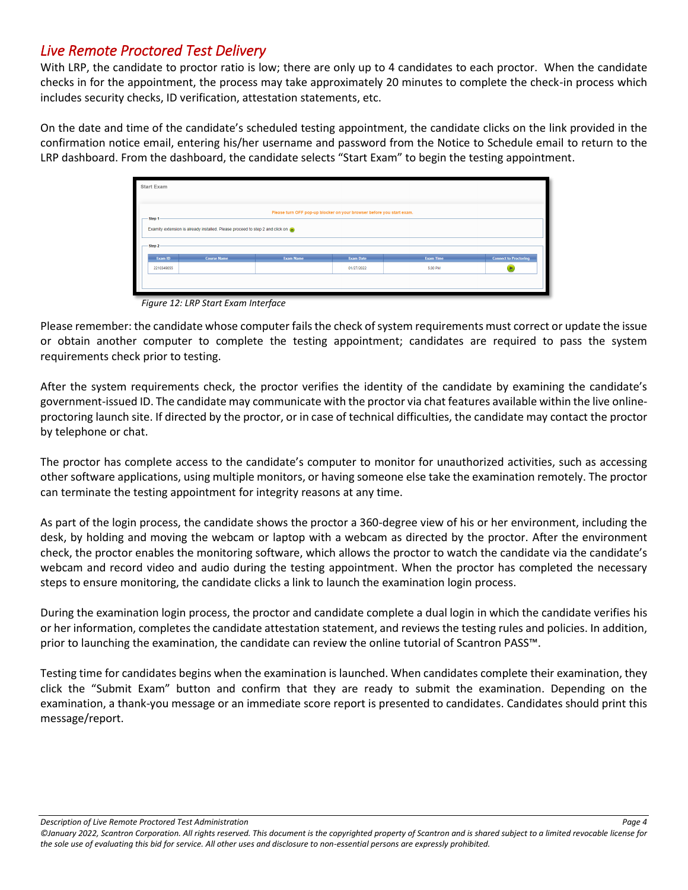## *Live Remote Proctored Test Delivery*

With LRP, the candidate to proctor ratio is low; there are only up to 4 candidates to each proctor. When the candidate checks in for the appointment, the process may take approximately 20 minutes to complete the check-in process which includes security checks, ID verification, attestation statements, etc.

On the date and time of the candidate's scheduled testing appointment, the candidate clicks on the link provided in the confirmation notice email, entering his/her username and password from the Notice to Schedule email to return to the LRP dashboard. From the dashboard, the candidate selects "Start Exam" to begin the testing appointment.

*Figure 12: LRP Start Exam Interface*

Please remember: the candidate whose computer fails the check of system requirements must correct or update the issue or obtain another computer to complete the testing appointment; candidates are required to pass the system requirements check prior to testing.

After the system requirements check, the proctor verifies the identity of the candidate by examining the candidate's government-issued ID. The candidate may communicate with the proctor via chat features available within the live online-proctoring launch site. If directed by the proctor, or in case of technical difficulties, the candidate may contact the proctor by telephone or chat.

The proctor has complete access to the candidate's computer to monitor for unauthorized activities, such as accessing other software applications, using multiple monitors, or having someone else take the examination remotely. The proctor can terminate the testing appointment for integrity reasons at any time.

As part of the login process, the candidate shows the proctor a 360-degree view of his or her environment, including the desk, by holding and moving the webcam or laptop with a webcam as directed by the proctor. After the environment check, the proctor enables the monitoring software, which allows the proctor to watch the candidate via the candidate's webcam and record video and audio during the testing appointment. When the proctor has completed the necessary steps to ensure monitoring, the candidate clicks a link to launch the examination login process.

During the examination login process, the proctor and candidate complete a dual login in which the candidate verifies his or her information, completes the candidate attestation statement, and reviews the testing rules and policies. In addition, prior to launching the examination, the candidate can review the online tutorial of Scantron PASS™.

Testing time for candidates begins when the examination is launched. When candidates complete their examination, they click the "Submit Exam" button and confirm that they are ready to submit the examination. Depending on the examination, a thank-you message or an immediate score report is presented to candidates. Candidates should print this message/report.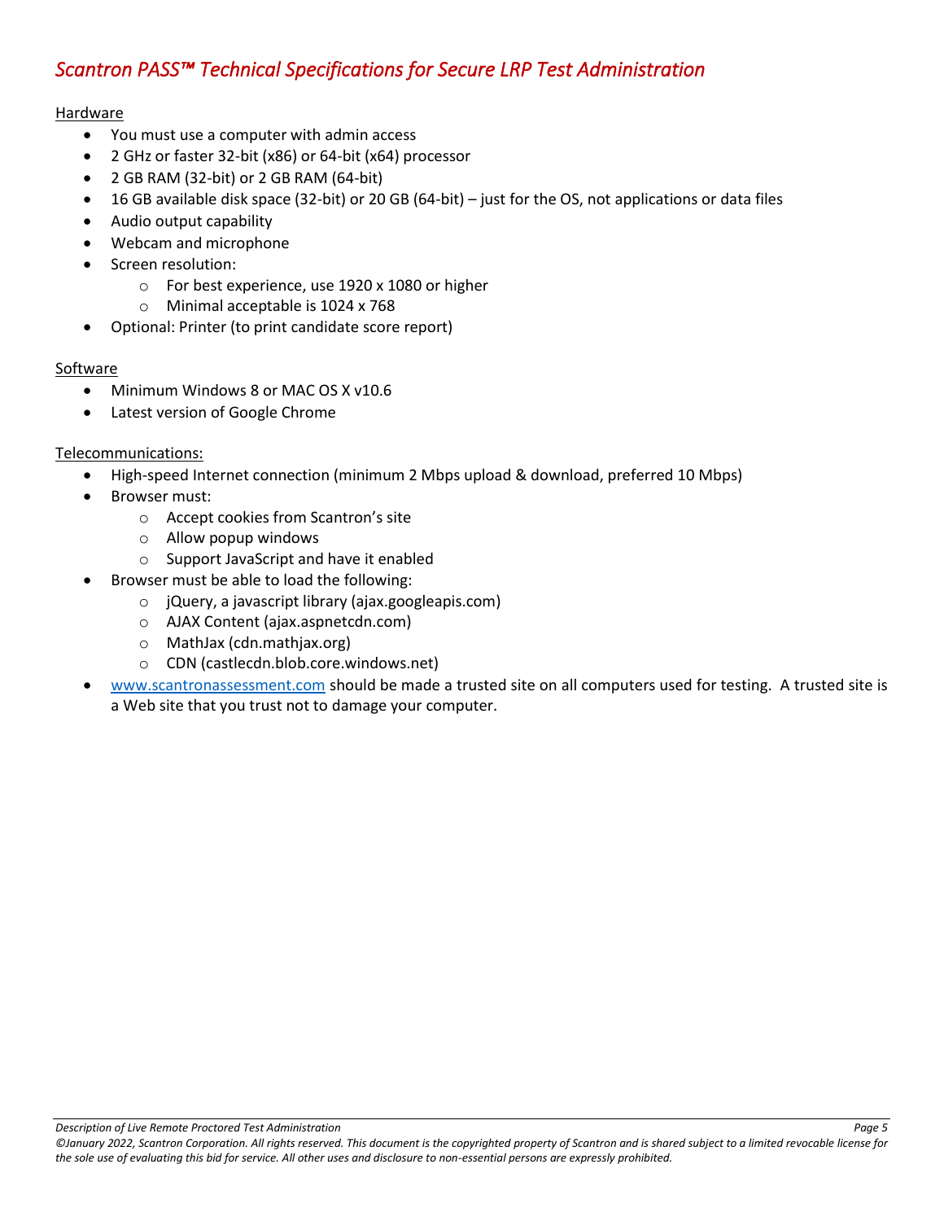# *Scantron PASS™ Technical Specifications for Secure LRP Test Administration*

Hardware

- You must use a computer with admin access
- 2 GHz or faster 32-bit (x86) or 64-bit (x64) processor
- 2 GB RAM (32-bit) or 2 GB RAM (64-bit)
- 16 GB available disk space (32-bit) or 20 GB (64-bit) – just for the OS, not applications or data files
- Audio output capability
- Webcam and microphone
- Screen resolution:
  - For best experience, use 1920 x 1080 or higher
  - Minimal acceptable is 1024 x 768
- Optional: Printer (to print candidate score report)

Software

- Minimum Windows 8 or MAC OS X v10.6
- Latest version of Google Chrome

Telecommunications:

- High-speed Internet connection (minimum 2 Mbps upload & download, preferred 10 Mbps)
- Browser must:
  - Accept cookies from Scantron's site
  - Allow popup windows
  - Support JavaScript and have it enabled
- Browser must be able to load the following:
  - jQuery, a javascript library (ajax.googleapis.com)
  - AJAX Content (ajax.aspnetcdn.com)
  - MathJax (cdn.mathjax.org)
  - CDN (castlecdn.blob.core.windows.net)
- [www.scantronassessment.com](http://www.scantronassessment.com) should be made a trusted site on all computers used for testing. A trusted site is a Web site that you trust not to damage your computer.